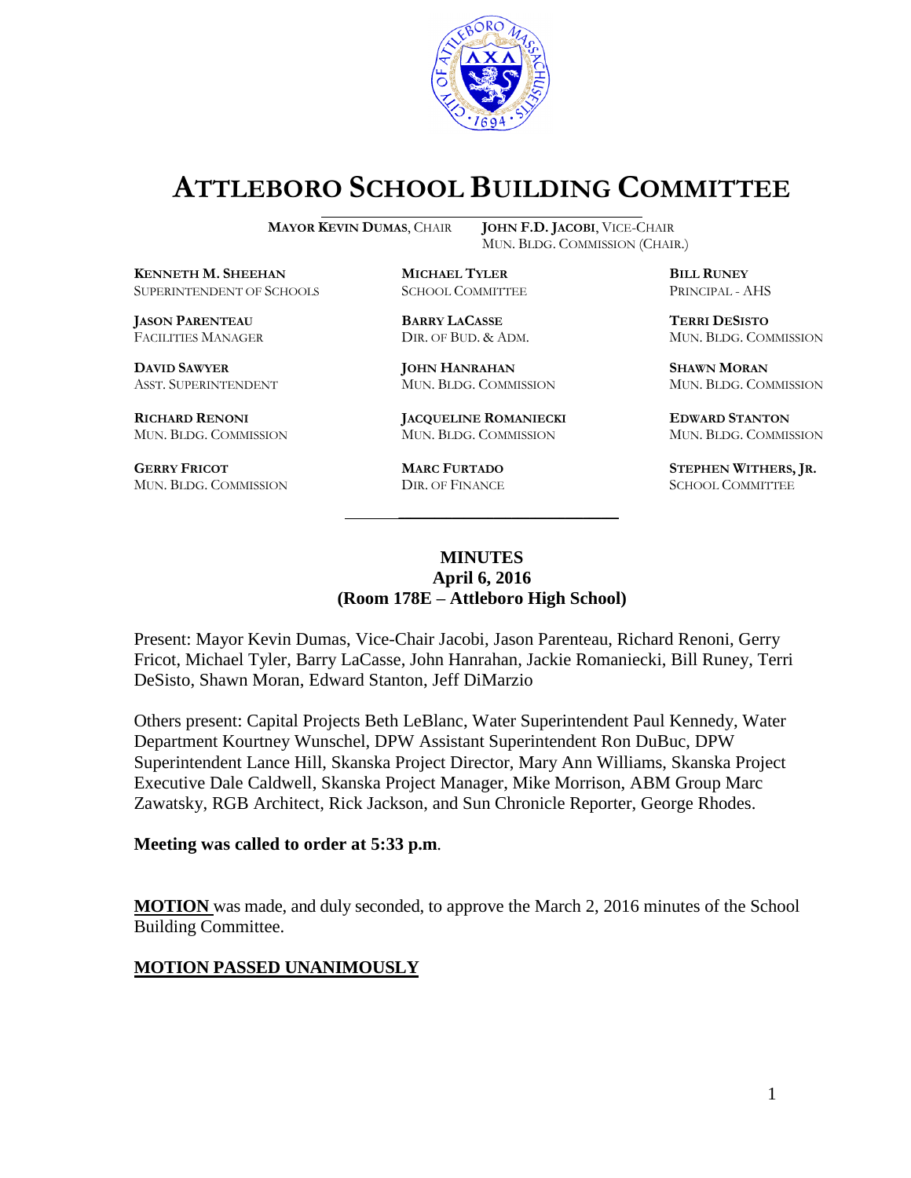# ATTLEBORO SCHOOL BUILDING COMMITTEE

**MAYOR KEVIN DUMAS**, CHAIR    **JOHN F.D. JACOBI**, VICE-CHAIR
MUN. BLDG. COMMISSION (CHAIR.)

**KENNETH M. SHEEHAN**
SUPERINTENDENT OF SCHOOLS

**MICHAEL TYLER**
SCHOOL COMMITTEE

**BILL RUNEY**
PRINCIPAL - AHS

**JASON PARENTEAU**
FACILITIES MANAGER

**BARRY LACASSE**
DIR. OF BUD. & ADM.

**TERRI DESISTO**
MUN. BLDG. COMMISSION

**DAVID SAWYER**
ASST. SUPERINTENDENT

**JOHN HANRAHAN**
MUN. BLDG. COMMISSION

**SHAWN MORAN**
MUN. BLDG. COMMISSION

**RICHARD RENONI**
MUN. BLDG. COMMISSION

**JACQUELINE ROMANIECKI**
MUN. BLDG. COMMISSION

**EDWARD STANTON**
MUN. BLDG. COMMISSION

**GERRY FRICOT**
MUN. BLDG. COMMISSION

**MARC FURTADO**
DIR. OF FINANCE

**STEPHEN WITHERS, JR.**
SCHOOL COMMITTEE

**MINUTES**
**April 6, 2016**
**(Room 178E – Attleboro High School)**

Present: Mayor Kevin Dumas, Vice-Chair Jacobi, Jason Parenteau, Richard Renoni, Gerry Fricot, Michael Tyler, Barry LaCasse, John Hanrahan, Jackie Romaniecki, Bill Runey, Terri DeSisto, Shawn Moran, Edward Stanton, Jeff DiMarzio

Others present: Capital Projects Beth LeBlanc, Water Superintendent Paul Kennedy, Water Department Kourtney Wunschel, DPW Assistant Superintendent Ron DuBuc, DPW Superintendent Lance Hill, Skanska Project Director, Mary Ann Williams, Skanska Project Executive Dale Caldwell, Skanska Project Manager, Mike Morrison, ABM Group Marc Zawatsky, RGB Architect, Rick Jackson, and Sun Chronicle Reporter, George Rhodes.

**Meeting was called to order at 5:33 p.m**.

**MOTION** was made, and duly seconded, to approve the March 2, 2016 minutes of the School Building Committee.

**MOTION PASSED UNANIMOUSLY**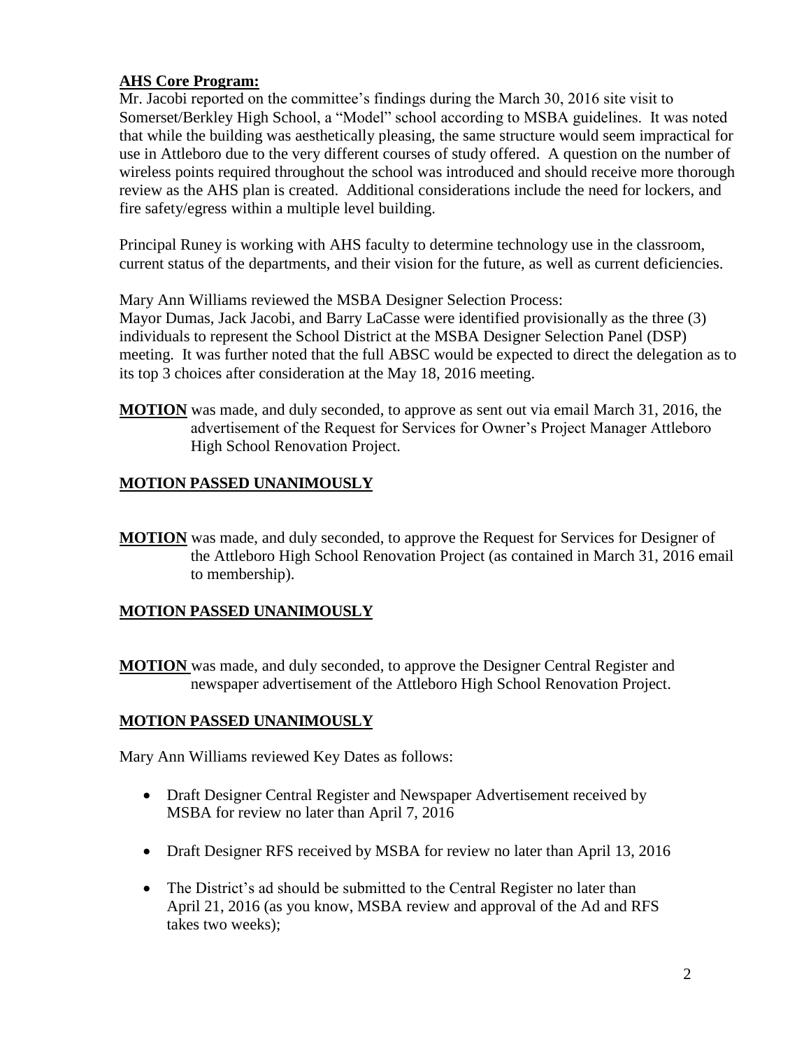**AHS Core Program:**

Mr. Jacobi reported on the committee's findings during the March 30, 2016 site visit to Somerset/Berkley High School, a "Model" school according to MSBA guidelines. It was noted that while the building was aesthetically pleasing, the same structure would seem impractical for use in Attleboro due to the very different courses of study offered. A question on the number of wireless points required throughout the school was introduced and should receive more thorough review as the AHS plan is created. Additional considerations include the need for lockers, and fire safety/egress within a multiple level building.

Principal Runey is working with AHS faculty to determine technology use in the classroom, current status of the departments, and their vision for the future, as well as current deficiencies.

Mary Ann Williams reviewed the MSBA Designer Selection Process:
Mayor Dumas, Jack Jacobi, and Barry LaCasse were identified provisionally as the three (3) individuals to represent the School District at the MSBA Designer Selection Panel (DSP) meeting. It was further noted that the full ABSC would be expected to direct the delegation as to its top 3 choices after consideration at the May 18, 2016 meeting.

**MOTION** was made, and duly seconded, to approve as sent out via email March 31, 2016, the advertisement of the Request for Services for Owner's Project Manager Attleboro High School Renovation Project.

**MOTION PASSED UNANIMOUSLY**

**MOTION** was made, and duly seconded, to approve the Request for Services for Designer of the Attleboro High School Renovation Project (as contained in March 31, 2016 email to membership).

**MOTION PASSED UNANIMOUSLY**

**MOTION** was made, and duly seconded, to approve the Designer Central Register and newspaper advertisement of the Attleboro High School Renovation Project.

**MOTION PASSED UNANIMOUSLY**

Mary Ann Williams reviewed Key Dates as follows:

- Draft Designer Central Register and Newspaper Advertisement received by MSBA for review no later than April 7, 2016
- Draft Designer RFS received by MSBA for review no later than April 13, 2016
- The District's ad should be submitted to the Central Register no later than April 21, 2016 (as you know, MSBA review and approval of the Ad and RFS takes two weeks);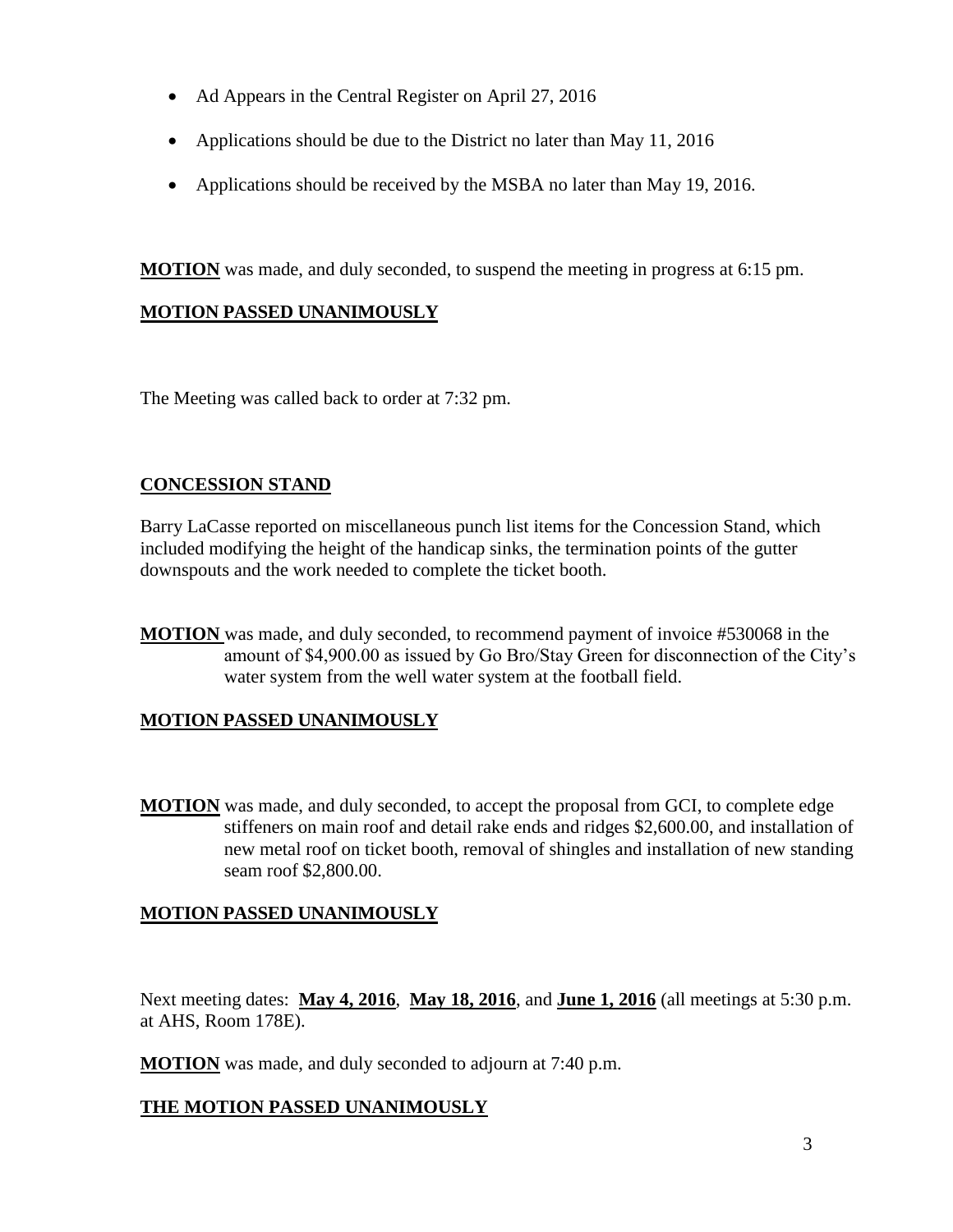- Ad Appears in the Central Register on April 27, 2016
- Applications should be due to the District no later than May 11, 2016
- Applications should be received by the MSBA no later than May 19, 2016.

**MOTION** was made, and duly seconded, to suspend the meeting in progress at 6:15 pm.

**MOTION PASSED UNANIMOUSLY**

The Meeting was called back to order at 7:32 pm.

**CONCESSION STAND**

Barry LaCasse reported on miscellaneous punch list items for the Concession Stand, which included modifying the height of the handicap sinks, the termination points of the gutter downspouts and the work needed to complete the ticket booth.

**MOTION** was made, and duly seconded, to recommend payment of invoice #530068 in the amount of $4,900.00 as issued by Go Bro/Stay Green for disconnection of the City's water system from the well water system at the football field.

**MOTION PASSED UNANIMOUSLY**

**MOTION** was made, and duly seconded, to accept the proposal from GCI, to complete edge stiffeners on main roof and detail rake ends and ridges $2,600.00, and installation of new metal roof on ticket booth, removal of shingles and installation of new standing seam roof $2,800.00.

**MOTION PASSED UNANIMOUSLY**

Next meeting dates: **May 4, 2016**, **May 18, 2016**, and **June 1, 2016** (all meetings at 5:30 p.m. at AHS, Room 178E).

**MOTION** was made, and duly seconded to adjourn at 7:40 p.m.

**THE MOTION PASSED UNANIMOUSLY**